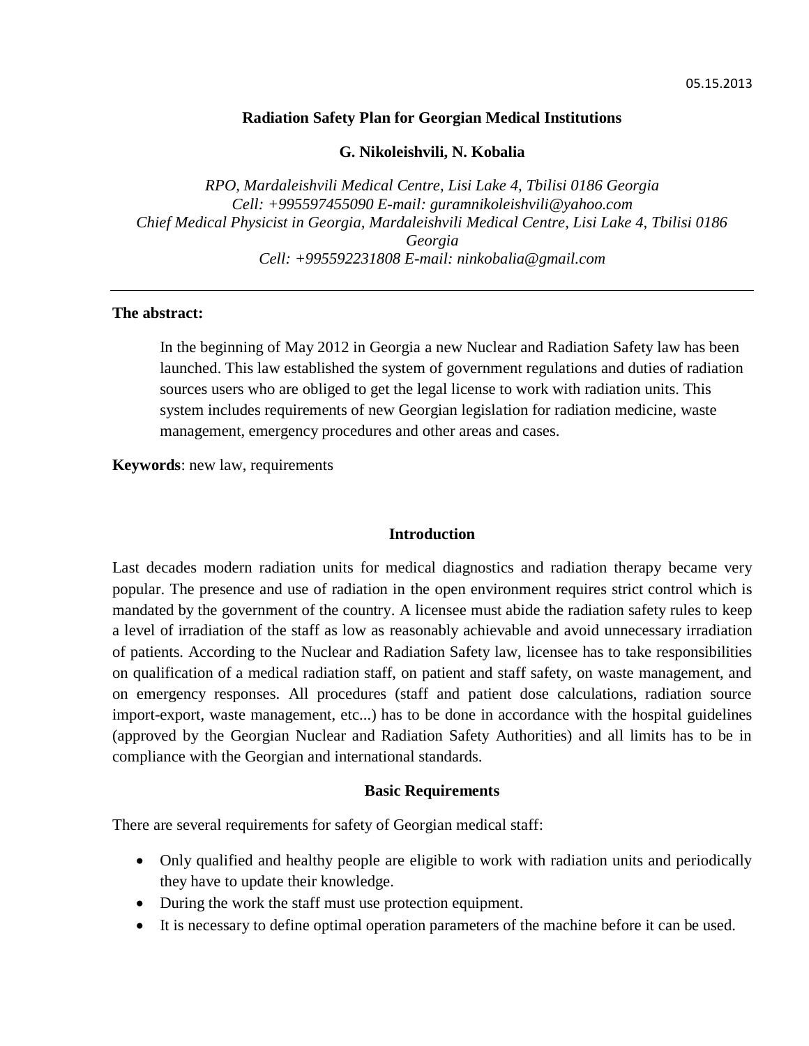05.15.2013

# Radiation Safety Plan for Georgian Medical Institutions

**G. Nikoleishvili, N. Kobalia**

*RPO, Mardaleishvili Medical Centre, Lisi Lake 4, Tbilisi 0186 Georgia*
*Cell: +995597455090 E-mail: guramnikoleishvili@yahoo.com*
*Chief Medical Physicist in Georgia, Mardaleishvili Medical Centre, Lisi Lake 4, Tbilisi 0186 Georgia*
*Cell: +995592231808 E-mail: ninkobalia@gmail.com*

---

**The abstract:**

> In the beginning of May 2012 in Georgia a new Nuclear and Radiation Safety law has been launched. This law established the system of government regulations and duties of radiation sources users who are obliged to get the legal license to work with radiation units. This system includes requirements of new Georgian legislation for radiation medicine, waste management, emergency procedures and other areas and cases.

**Keywords**: new law, requirements

## Introduction

Last decades modern radiation units for medical diagnostics and radiation therapy became very popular. The presence and use of radiation in the open environment requires strict control which is mandated by the government of the country. A licensee must abide the radiation safety rules to keep a level of irradiation of the staff as low as reasonably achievable and avoid unnecessary irradiation of patients. According to the Nuclear and Radiation Safety law, licensee has to take responsibilities on qualification of a medical radiation staff, on patient and staff safety, on waste management, and on emergency responses. All procedures (staff and patient dose calculations, radiation source import-export, waste management, etc...) has to be done in accordance with the hospital guidelines (approved by the Georgian Nuclear and Radiation Safety Authorities) and all limits has to be in compliance with the Georgian and international standards.

## Basic Requirements

There are several requirements for safety of Georgian medical staff:

- Only qualified and healthy people are eligible to work with radiation units and periodically they have to update their knowledge.
- During the work the staff must use protection equipment.
- It is necessary to define optimal operation parameters of the machine before it can be used.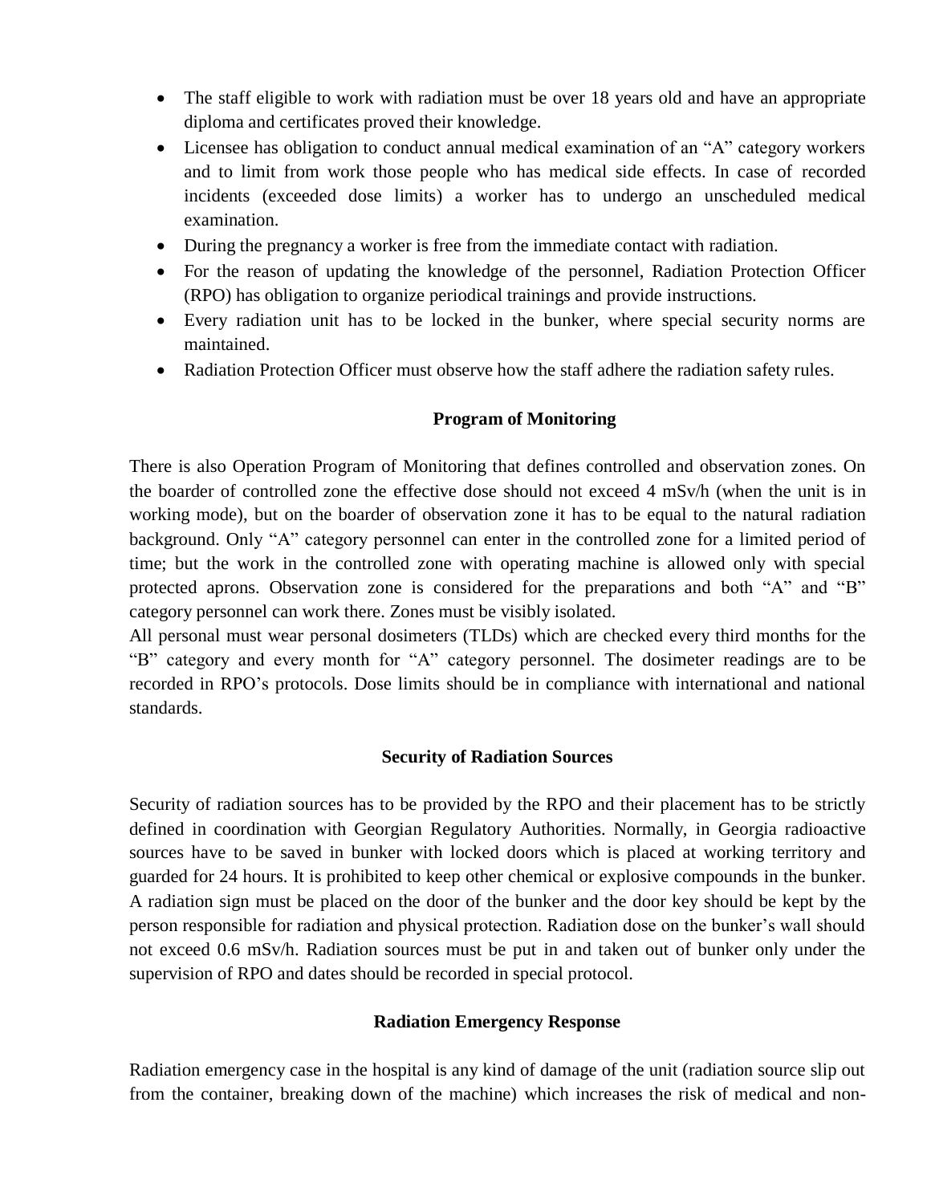- The staff eligible to work with radiation must be over 18 years old and have an appropriate diploma and certificates proved their knowledge.
- Licensee has obligation to conduct annual medical examination of an "A" category workers and to limit from work those people who has medical side effects. In case of recorded incidents (exceeded dose limits) a worker has to undergo an unscheduled medical examination.
- During the pregnancy a worker is free from the immediate contact with radiation.
- For the reason of updating the knowledge of the personnel, Radiation Protection Officer (RPO) has obligation to organize periodical trainings and provide instructions.
- Every radiation unit has to be locked in the bunker, where special security norms are maintained.
- Radiation Protection Officer must observe how the staff adhere the radiation safety rules.

**Program of Monitoring**

There is also Operation Program of Monitoring that defines controlled and observation zones. On the boarder of controlled zone the effective dose should not exceed 4 mSv/h (when the unit is in working mode), but on the boarder of observation zone it has to be equal to the natural radiation background. Only "A" category personnel can enter in the controlled zone for a limited period of time; but the work in the controlled zone with operating machine is allowed only with special protected aprons. Observation zone is considered for the preparations and both "A" and "B" category personnel can work there. Zones must be visibly isolated.

All personal must wear personal dosimeters (TLDs) which are checked every third months for the "B" category and every month for "A" category personnel. The dosimeter readings are to be recorded in RPO's protocols. Dose limits should be in compliance with international and national standards.

**Security of Radiation Sources**

Security of radiation sources has to be provided by the RPO and their placement has to be strictly defined in coordination with Georgian Regulatory Authorities. Normally, in Georgia radioactive sources have to be saved in bunker with locked doors which is placed at working territory and guarded for 24 hours. It is prohibited to keep other chemical or explosive compounds in the bunker. A radiation sign must be placed on the door of the bunker and the door key should be kept by the person responsible for radiation and physical protection. Radiation dose on the bunker's wall should not exceed 0.6 mSv/h. Radiation sources must be put in and taken out of bunker only under the supervision of RPO and dates should be recorded in special protocol.

**Radiation Emergency Response**

Radiation emergency case in the hospital is any kind of damage of the unit (radiation source slip out from the container, breaking down of the machine) which increases the risk of medical and non-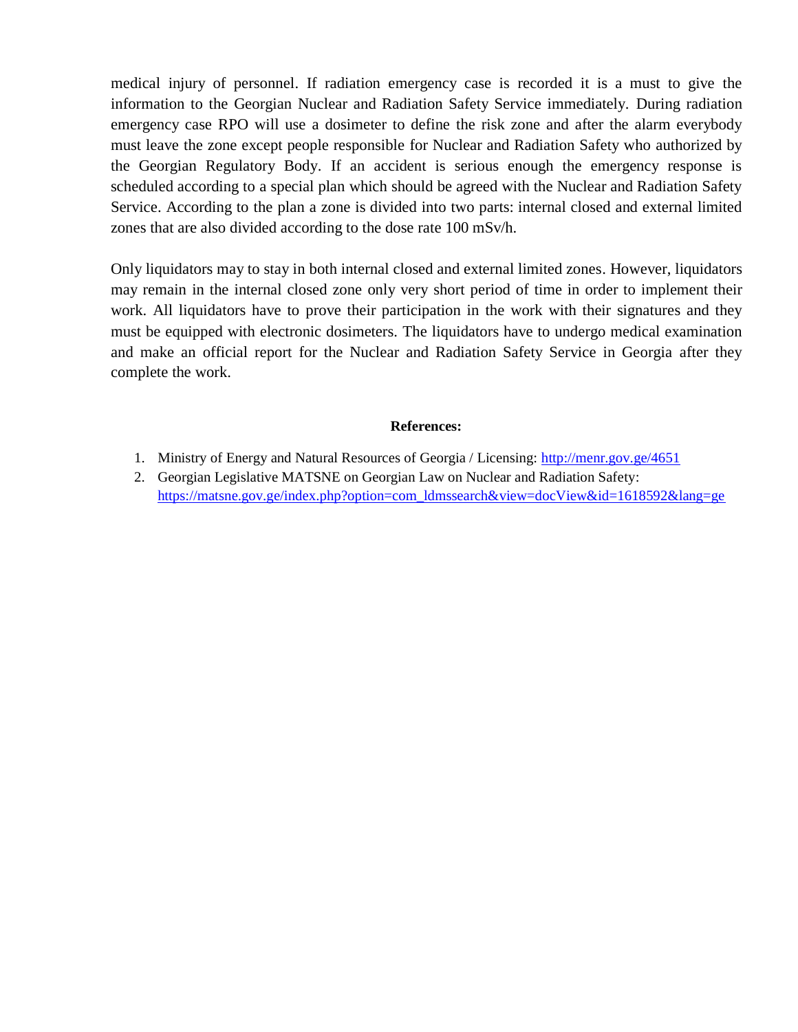medical injury of personnel. If radiation emergency case is recorded it is a must to give the information to the Georgian Nuclear and Radiation Safety Service immediately. During radiation emergency case RPO will use a dosimeter to define the risk zone and after the alarm everybody must leave the zone except people responsible for Nuclear and Radiation Safety who authorized by the Georgian Regulatory Body. If an accident is serious enough the emergency response is scheduled according to a special plan which should be agreed with the Nuclear and Radiation Safety Service. According to the plan a zone is divided into two parts: internal closed and external limited zones that are also divided according to the dose rate 100 mSv/h.

Only liquidators may to stay in both internal closed and external limited zones. However, liquidators may remain in the internal closed zone only very short period of time in order to implement their work. All liquidators have to prove their participation in the work with their signatures and they must be equipped with electronic dosimeters. The liquidators have to undergo medical examination and make an official report for the Nuclear and Radiation Safety Service in Georgia after they complete the work.

**References:**

1. Ministry of Energy and Natural Resources of Georgia / Licensing: http://menr.gov.ge/4651
2. Georgian Legislative MATSNE on Georgian Law on Nuclear and Radiation Safety: https://matsne.gov.ge/index.php?option=com_ldmssearch&view=docView&id=1618592&lang=ge